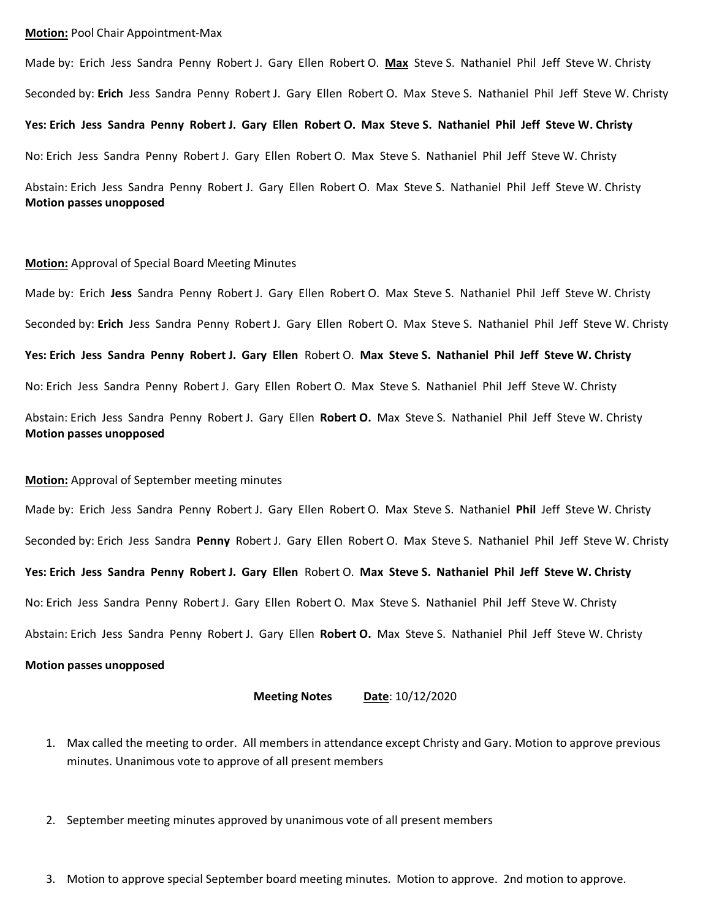**Motion:** Pool Chair Appointment-Max

Made by: Erich Jess Sandra Penny Robert J. Gary Ellen Robert O. **Max** Steve S. Nathaniel Phil Jeff Steve W. Christy

Seconded by: **Erich** Jess Sandra Penny Robert J. Gary Ellen Robert O. Max Steve S. Nathaniel Phil Jeff Steve W. Christy

**Yes: Erich Jess Sandra Penny Robert J. Gary Ellen Robert O. Max Steve S. Nathaniel Phil Jeff Steve W. Christy**

No: Erich Jess Sandra Penny Robert J. Gary Ellen Robert O. Max Steve S. Nathaniel Phil Jeff Steve W. Christy

Abstain: Erich Jess Sandra Penny Robert J. Gary Ellen Robert O. Max Steve S. Nathaniel Phil Jeff Steve W. Christy

**Motion passes unopposed**

**Motion:** Approval of Special Board Meeting Minutes

Made by: Erich **Jess** Sandra Penny Robert J. Gary Ellen Robert O. Max Steve S. Nathaniel Phil Jeff Steve W. Christy

Seconded by: **Erich** Jess Sandra Penny Robert J. Gary Ellen Robert O. Max Steve S. Nathaniel Phil Jeff Steve W. Christy

**Yes: Erich Jess Sandra Penny Robert J. Gary Ellen** Robert O. **Max Steve S. Nathaniel Phil Jeff Steve W. Christy**

No: Erich Jess Sandra Penny Robert J. Gary Ellen Robert O. Max Steve S. Nathaniel Phil Jeff Steve W. Christy

Abstain: Erich Jess Sandra Penny Robert J. Gary Ellen **Robert O.** Max Steve S. Nathaniel Phil Jeff Steve W. Christy

**Motion passes unopposed**

**Motion:** Approval of September meeting minutes

Made by: Erich Jess Sandra Penny Robert J. Gary Ellen Robert O. Max Steve S. Nathaniel **Phil** Jeff Steve W. Christy

Seconded by: Erich Jess Sandra **Penny** Robert J. Gary Ellen Robert O. Max Steve S. Nathaniel Phil Jeff Steve W. Christy

**Yes: Erich Jess Sandra Penny Robert J. Gary Ellen** Robert O. **Max Steve S. Nathaniel Phil Jeff Steve W. Christy**

No: Erich Jess Sandra Penny Robert J. Gary Ellen Robert O. Max Steve S. Nathaniel Phil Jeff Steve W. Christy

Abstain: Erich Jess Sandra Penny Robert J. Gary Ellen **Robert O.** Max Steve S. Nathaniel Phil Jeff Steve W. Christy

**Motion passes unopposed**

**Meeting Notes** **Date**: 10/12/2020

1. Max called the meeting to order. All members in attendance except Christy and Gary. Motion to approve previous minutes. Unanimous vote to approve of all present members

2. September meeting minutes approved by unanimous vote of all present members

3. Motion to approve special September board meeting minutes. Motion to approve. 2nd motion to approve.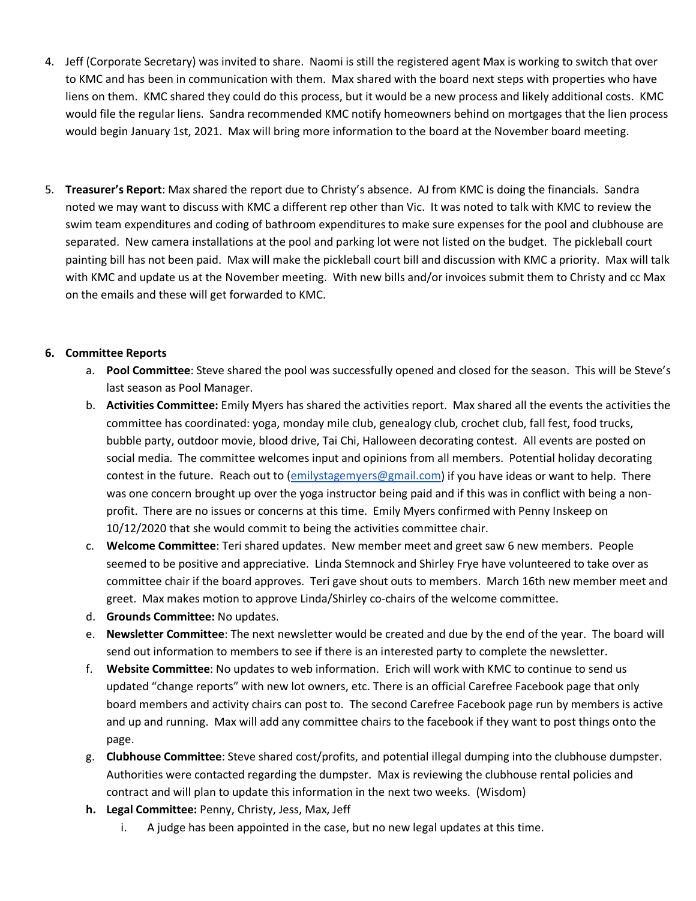4. Jeff (Corporate Secretary) was invited to share. Naomi is still the registered agent Max is working to switch that over to KMC and has been in communication with them. Max shared with the board next steps with properties who have liens on them. KMC shared they could do this process, but it would be a new process and likely additional costs. KMC would file the regular liens. Sandra recommended KMC notify homeowners behind on mortgages that the lien process would begin January 1st, 2021. Max will bring more information to the board at the November board meeting.

5. **Treasurer's Report**: Max shared the report due to Christy's absence. AJ from KMC is doing the financials. Sandra noted we may want to discuss with KMC a different rep other than Vic. It was noted to talk with KMC to review the swim team expenditures and coding of bathroom expenditures to make sure expenses for the pool and clubhouse are separated. New camera installations at the pool and parking lot were not listed on the budget. The pickleball court painting bill has not been paid. Max will make the pickleball court bill and discussion with KMC a priority. Max will talk with KMC and update us at the November meeting. With new bills and/or invoices submit them to Christy and cc Max on the emails and these will get forwarded to KMC.

**6. Committee Reports**

a. **Pool Committee**: Steve shared the pool was successfully opened and closed for the season. This will be Steve's last season as Pool Manager.

b. **Activities Committee:** Emily Myers has shared the activities report. Max shared all the events the activities the committee has coordinated: yoga, monday mile club, genealogy club, crochet club, fall fest, food trucks, bubble party, outdoor movie, blood drive, Tai Chi, Halloween decorating contest. All events are posted on social media. The committee welcomes input and opinions from all members. Potential holiday decorating contest in the future. Reach out to (emilystagemyers@gmail.com) if you have ideas or want to help. There was one concern brought up over the yoga instructor being paid and if this was in conflict with being a non-profit. There are no issues or concerns at this time. Emily Myers confirmed with Penny Inskeep on 10/12/2020 that she would commit to being the activities committee chair.

c. **Welcome Committee**: Teri shared updates. New member meet and greet saw 6 new members. People seemed to be positive and appreciative. Linda Stemnock and Shirley Frye have volunteered to take over as committee chair if the board approves. Teri gave shout outs to members. March 16th new member meet and greet. Max makes motion to approve Linda/Shirley co-chairs of the welcome committee.

d. **Grounds Committee:** No updates.

e. **Newsletter Committee**: The next newsletter would be created and due by the end of the year. The board will send out information to members to see if there is an interested party to complete the newsletter.

f. **Website Committee**: No updates to web information. Erich will work with KMC to continue to send us updated "change reports" with new lot owners, etc. There is an official Carefree Facebook page that only board members and activity chairs can post to. The second Carefree Facebook page run by members is active and up and running. Max will add any committee chairs to the facebook if they want to post things onto the page.

g. **Clubhouse Committee**: Steve shared cost/profits, and potential illegal dumping into the clubhouse dumpster. Authorities were contacted regarding the dumpster. Max is reviewing the clubhouse rental policies and contract and will plan to update this information in the next two weeks. (Wisdom)

h. **Legal Committee:** Penny, Christy, Jess, Max, Jeff

   i. A judge has been appointed in the case, but no new legal updates at this time.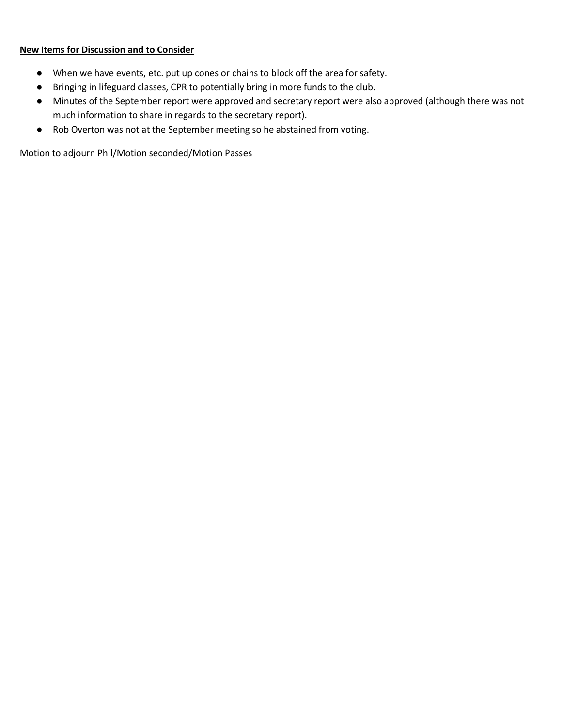**New Items for Discussion and to Consider**

- When we have events, etc. put up cones or chains to block off the area for safety.
- Bringing in lifeguard classes, CPR to potentially bring in more funds to the club.
- Minutes of the September report were approved and secretary report were also approved (although there was not much information to share in regards to the secretary report).
- Rob Overton was not at the September meeting so he abstained from voting.

Motion to adjourn Phil/Motion seconded/Motion Passes